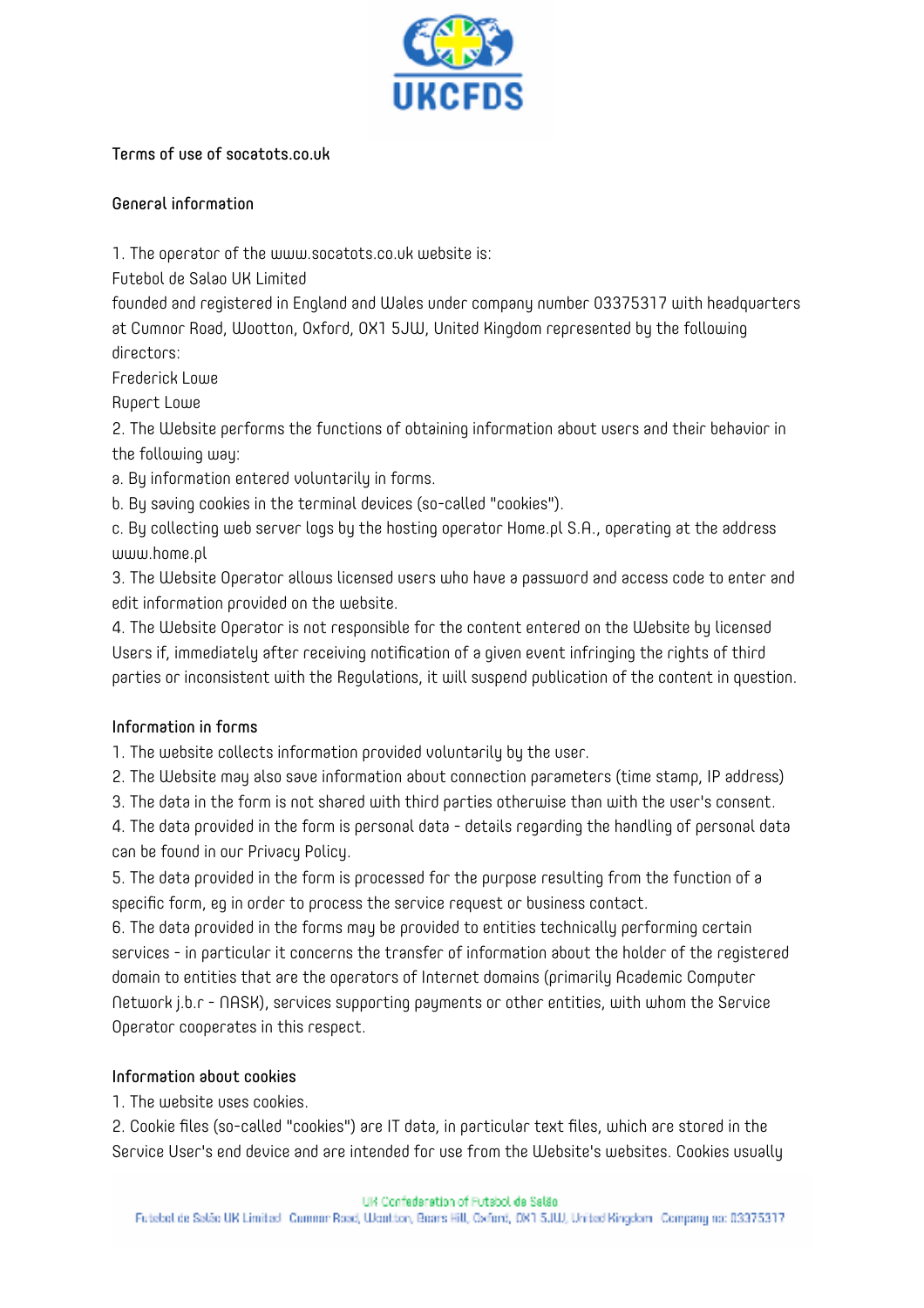**Terms of use of socatots.co.uk**

**General information**

1. The operator of the www.socatots.co.uk website is:
Futebol de Salao UK Limited
founded and registered in England and Wales under company number 03375317 with headquarters at Cumnor Road, Wootton, Oxford, OX1 5JW, United Kingdom represented by the following directors:
Frederick Lowe
Rupert Lowe
2. The Website performs the functions of obtaining information about users and their behavior in the following way:
a. By information entered voluntarily in forms.
b. By saving cookies in the terminal devices (so-called "cookies").
c. By collecting web server logs by the hosting operator Home.pl S.A., operating at the address www.home.pl
3. The Website Operator allows licensed users who have a password and access code to enter and edit information provided on the website.
4. The Website Operator is not responsible for the content entered on the Website by licensed Users if, immediately after receiving notification of a given event infringing the rights of third parties or inconsistent with the Regulations, it will suspend publication of the content in question.

**Information in forms**

1. The website collects information provided voluntarily by the user.
2. The Website may also save information about connection parameters (time stamp, IP address)
3. The data in the form is not shared with third parties otherwise than with the user's consent.
4. The data provided in the form is personal data - details regarding the handling of personal data can be found in our Privacy Policy.
5. The data provided in the form is processed for the purpose resulting from the function of a specific form, eg in order to process the service request or business contact.
6. The data provided in the forms may be provided to entities technically performing certain services - in particular it concerns the transfer of information about the holder of the registered domain to entities that are the operators of Internet domains (primarily Academic Computer Network j.b.r - NASK), services supporting payments or other entities, with whom the Service Operator cooperates in this respect.

**Information about cookies**

1. The website uses cookies.
2. Cookie files (so-called "cookies") are IT data, in particular text files, which are stored in the Service User's end device and are intended for use from the Website's websites. Cookies usually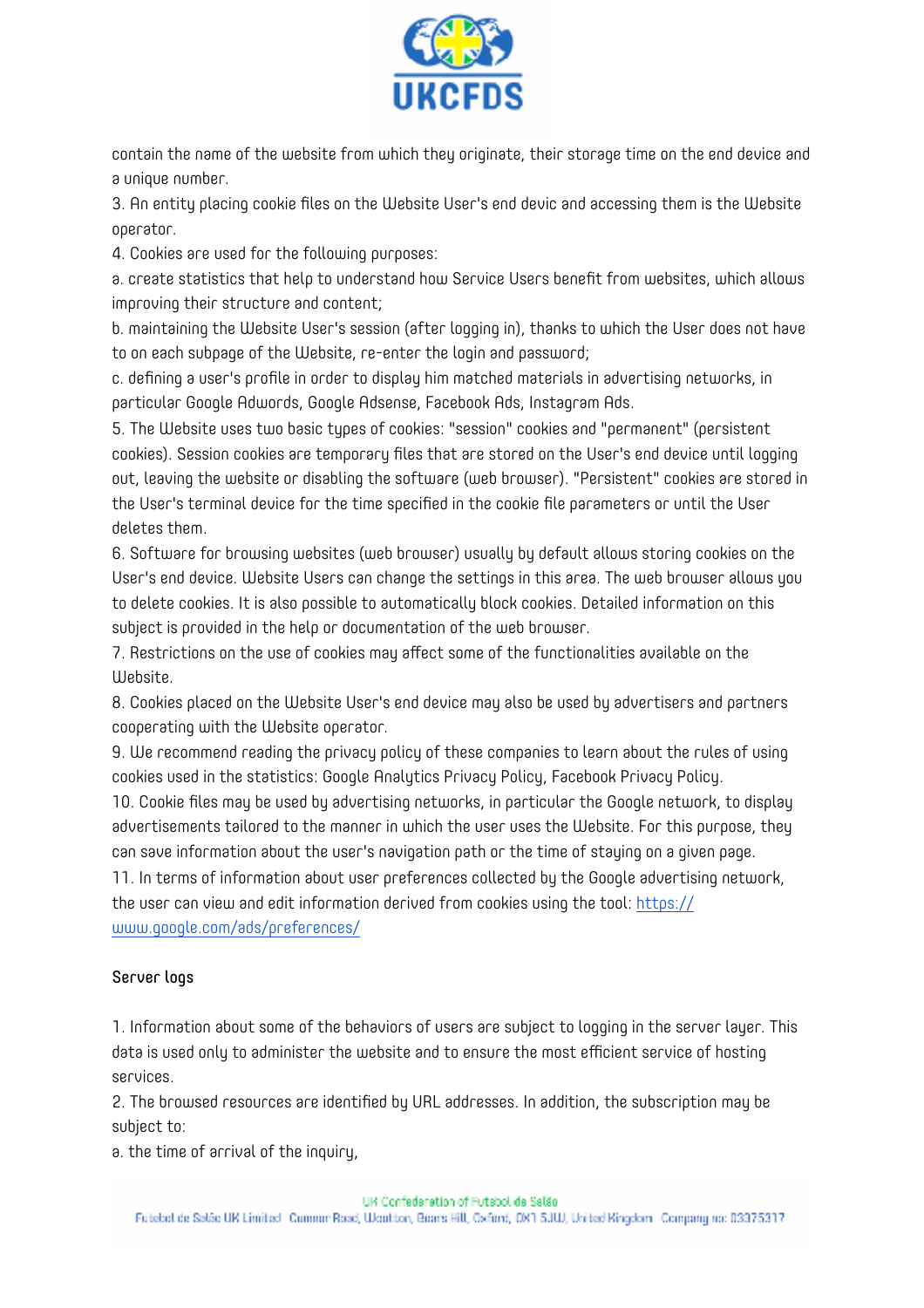contain the name of the website from which they originate, their storage time on the end device and a unique number.

3. An entity placing cookie files on the Website User's end devic and accessing them is the Website operator.

4. Cookies are used for the following purposes:

a. create statistics that help to understand how Service Users benefit from websites, which allows improving their structure and content;

b. maintaining the Website User's session (after logging in), thanks to which the User does not have to on each subpage of the Website, re-enter the login and password;

c. defining a user's profile in order to display him matched materials in advertising networks, in particular Google Adwords, Google Adsense, Facebook Ads, Instagram Ads.

5. The Website uses two basic types of cookies: "session" cookies and "permanent" (persistent cookies). Session cookies are temporary files that are stored on the User's end device until logging out, leaving the website or disabling the software (web browser). "Persistent" cookies are stored in the User's terminal device for the time specified in the cookie file parameters or until the User deletes them.

6. Software for browsing websites (web browser) usually by default allows storing cookies on the User's end device. Website Users can change the settings in this area. The web browser allows you to delete cookies. It is also possible to automatically block cookies. Detailed information on this subject is provided in the help or documentation of the web browser.

7. Restrictions on the use of cookies may affect some of the functionalities available on the Website.

8. Cookies placed on the Website User's end device may also be used by advertisers and partners cooperating with the Website operator.

9. We recommend reading the privacy policy of these companies to learn about the rules of using cookies used in the statistics: Google Analytics Privacy Policy, Facebook Privacy Policy.

10. Cookie files may be used by advertising networks, in particular the Google network, to display advertisements tailored to the manner in which the user uses the Website. For this purpose, they can save information about the user's navigation path or the time of staying on a given page.

11. In terms of information about user preferences collected by the Google advertising network, the user can view and edit information derived from cookies using the tool: [https://www.google.com/ads/preferences/](https://www.google.com/ads/preferences/)

**Server logs**

1. Information about some of the behaviors of users are subject to logging in the server layer. This data is used only to administer the website and to ensure the most efficient service of hosting services.

2. The browsed resources are identified by URL addresses. In addition, the subscription may be subject to:

a. the time of arrival of the inquiry,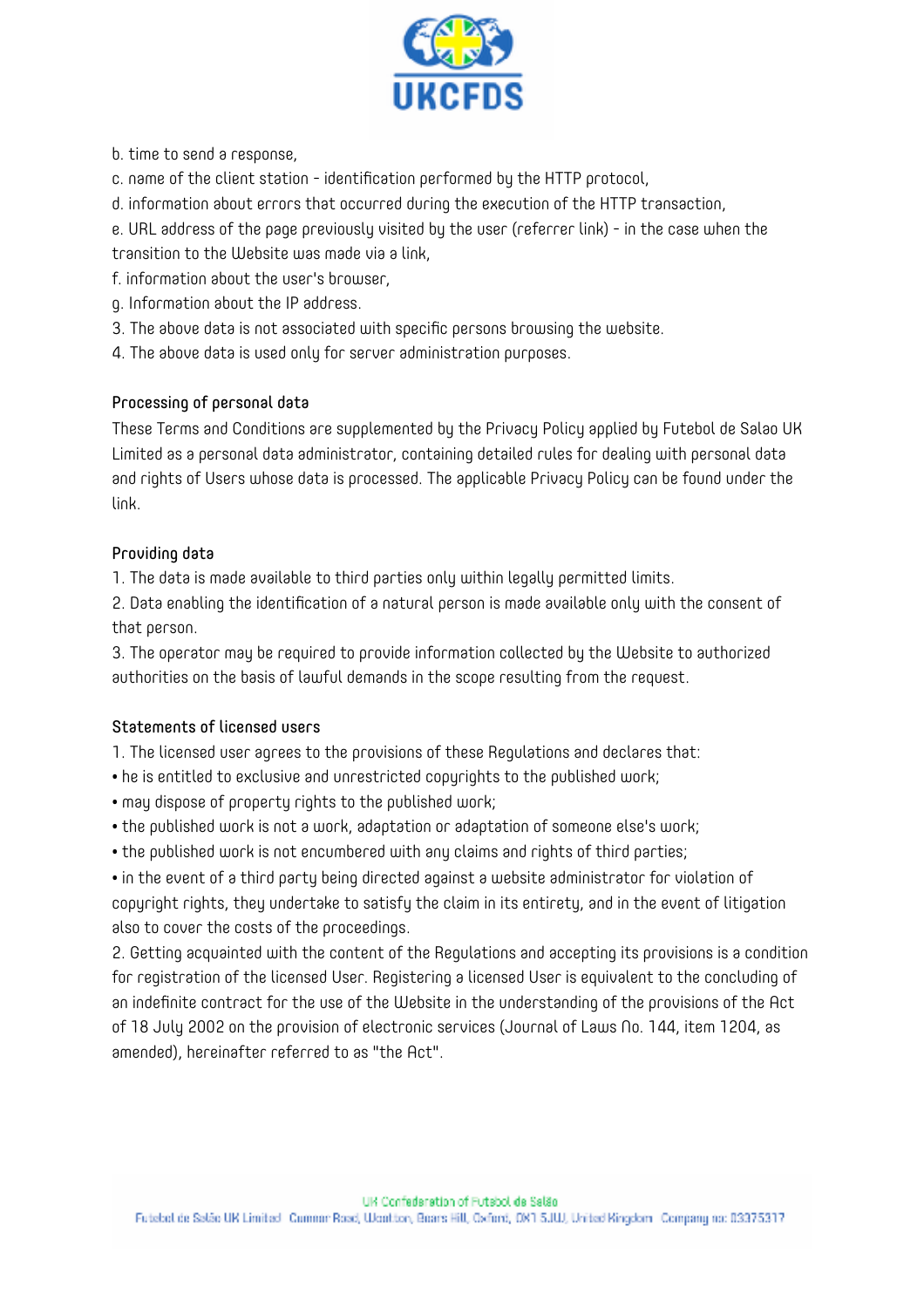b. time to send a response,
c. name of the client station - identification performed by the HTTP protocol,
d. information about errors that occurred during the execution of the HTTP transaction,
e. URL address of the page previously visited by the user (referrer link) - in the case when the transition to the Website was made via a link,
f. information about the user's browser,
g. Information about the IP address.
3. The above data is not associated with specific persons browsing the website.
4. The above data is used only for server administration purposes.

**Processing of personal data**

These Terms and Conditions are supplemented by the Privacy Policy applied by Futebol de Salao UK Limited as a personal data administrator, containing detailed rules for dealing with personal data and rights of Users whose data is processed. The applicable Privacy Policy can be found under the link.

**Providing data**

1. The data is made available to third parties only within legally permitted limits.
2. Data enabling the identification of a natural person is made available only with the consent of that person.
3. The operator may be required to provide information collected by the Website to authorized authorities on the basis of lawful demands in the scope resulting from the request.

**Statements of licensed users**

1. The licensed user agrees to the provisions of these Regulations and declares that:
• he is entitled to exclusive and unrestricted copyrights to the published work;
• may dispose of property rights to the published work;
• the published work is not a work, adaptation or adaptation of someone else's work;
• the published work is not encumbered with any claims and rights of third parties;
• in the event of a third party being directed against a website administrator for violation of copyright rights, they undertake to satisfy the claim in its entirety, and in the event of litigation also to cover the costs of the proceedings.
2. Getting acquainted with the content of the Regulations and accepting its provisions is a condition for registration of the licensed User. Registering a licensed User is equivalent to the concluding of an indefinite contract for the use of the Website in the understanding of the provisions of the Act of 18 July 2002 on the provision of electronic services (Journal of Laws No. 144, item 1204, as amended), hereinafter referred to as "the Act".